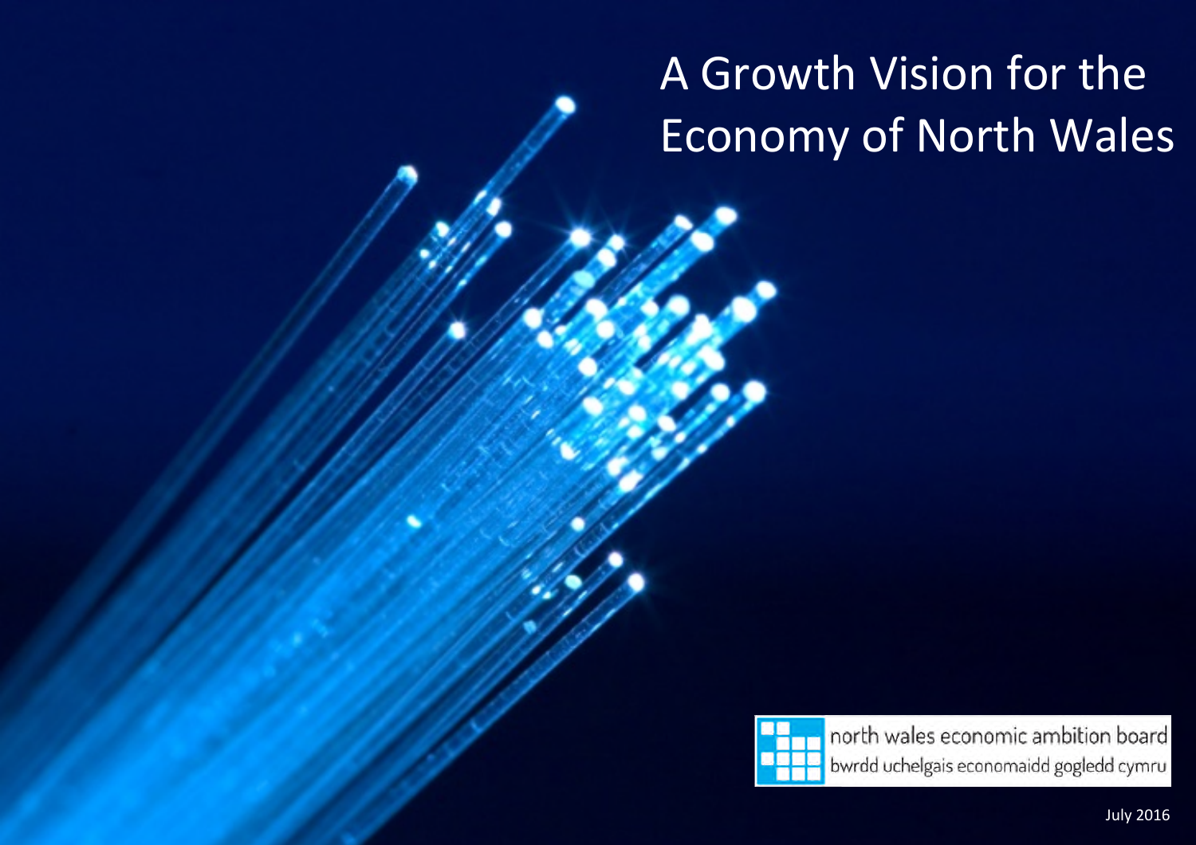# A Growth Vision for the Economy of North Wales

north wales economic ambition board
bwrdd uchelgais economaidd gogledd cymru

July 2016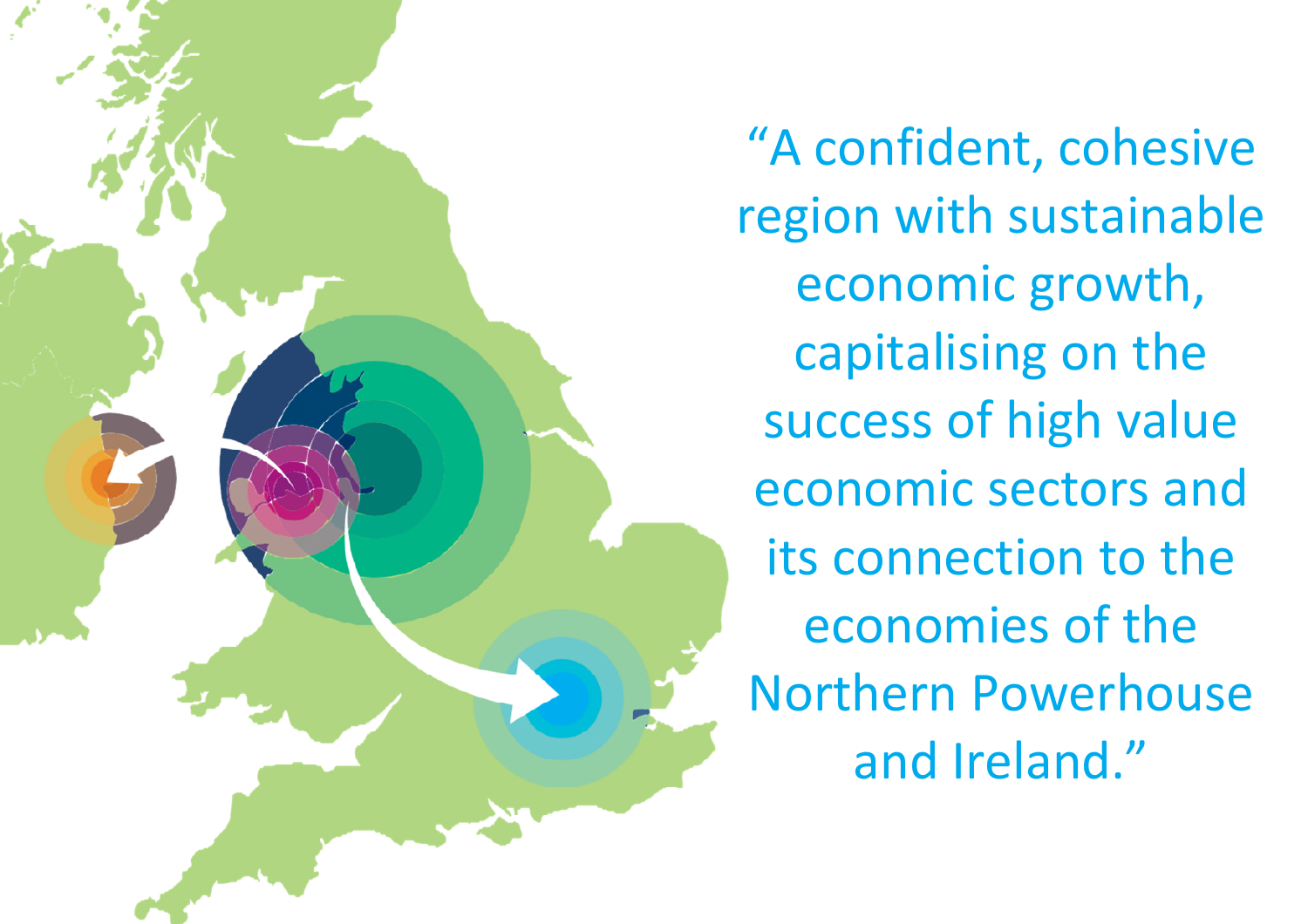"A confident, cohesive region with sustainable economic growth, capitalising on the success of high value economic sectors and its connection to the economies of the Northern Powerhouse and Ireland."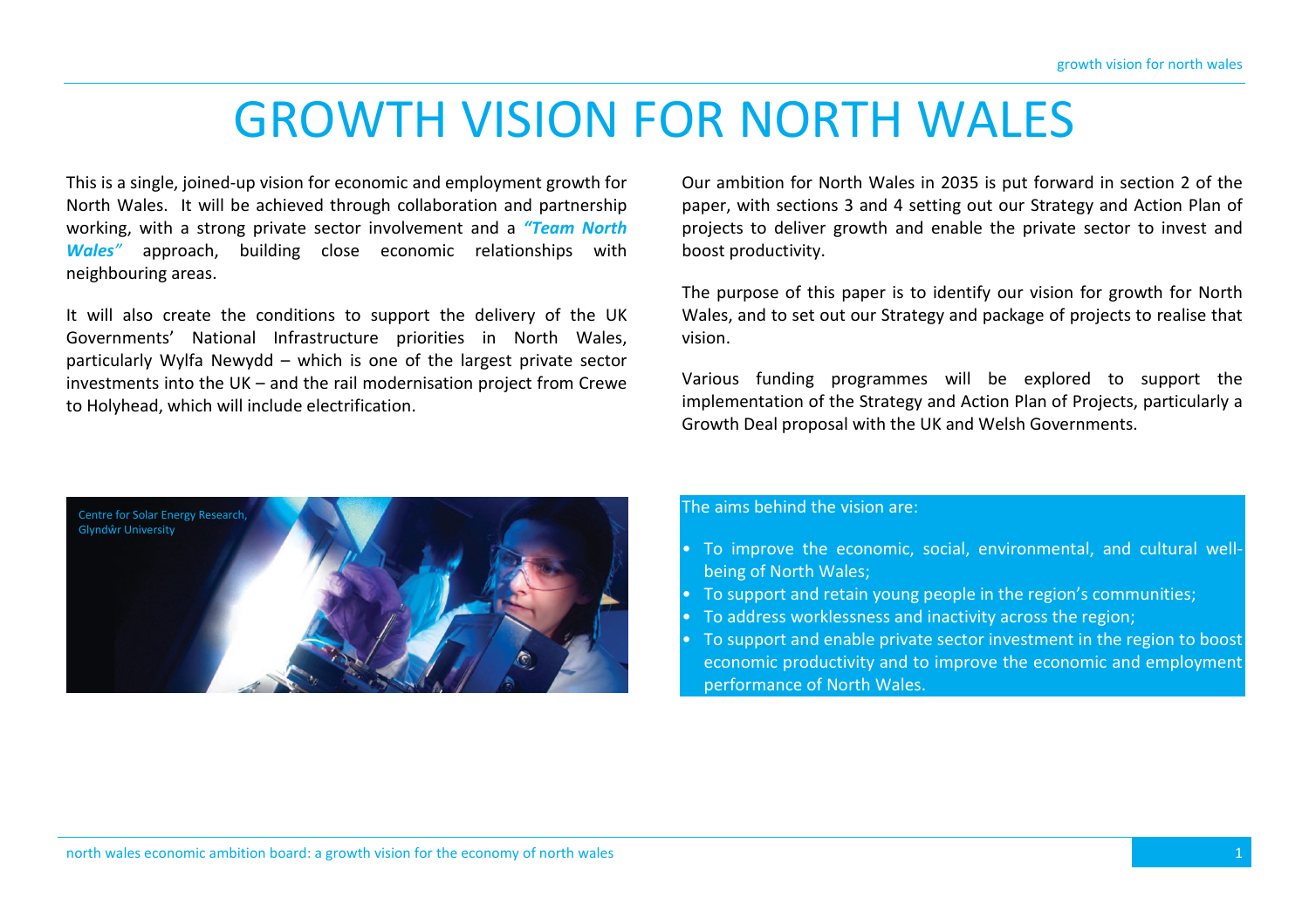# GROWTH VISION FOR NORTH WALES

This is a single, joined-up vision for economic and employment growth for North Wales. It will be achieved through collaboration and partnership working, with a strong private sector involvement and a ***"Team North Wales"*** approach, building close economic relationships with neighbouring areas.

It will also create the conditions to support the delivery of the UK Governments' National Infrastructure priorities in North Wales, particularly Wylfa Newydd – which is one of the largest private sector investments into the UK – and the rail modernisation project from Crewe to Holyhead, which will include electrification.

Our ambition for North Wales in 2035 is put forward in section 2 of the paper, with sections 3 and 4 setting out our Strategy and Action Plan of projects to deliver growth and enable the private sector to invest and boost productivity.

The purpose of this paper is to identify our vision for growth for North Wales, and to set out our Strategy and package of projects to realise that vision.

Various funding programmes will be explored to support the implementation of the Strategy and Action Plan of Projects, particularly a Growth Deal proposal with the UK and Welsh Governments.

Centre for Solar Energy Research, Glyndŵr University

The aims behind the vision are:

- To improve the economic, social, environmental, and cultural well-being of North Wales;
- To support and retain young people in the region's communities;
- To address worklessness and inactivity across the region;
- To support and enable private sector investment in the region to boost economic productivity and to improve the economic and employment performance of North Wales.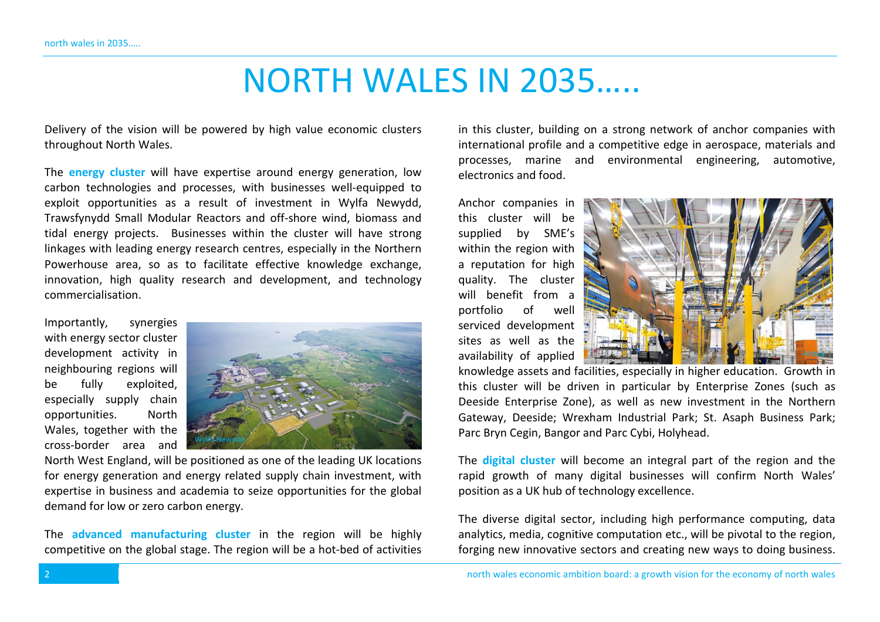# NORTH WALES IN 2035…..

Delivery of the vision will be powered by high value economic clusters throughout North Wales.

The **energy cluster** will have expertise around energy generation, low carbon technologies and processes, with businesses well-equipped to exploit opportunities as a result of investment in Wylfa Newydd, Trawsfynydd Small Modular Reactors and off-shore wind, biomass and tidal energy projects. Businesses within the cluster will have strong linkages with leading energy research centres, especially in the Northern Powerhouse area, so as to facilitate effective knowledge exchange, innovation, high quality research and development, and technology commercialisation.

Importantly, synergies with energy sector cluster development activity in neighbouring regions will be fully exploited, especially supply chain opportunities. North Wales, together with the cross-border area and North West England, will be positioned as one of the leading UK locations for energy generation and energy related supply chain investment, with expertise in business and academia to seize opportunities for the global demand for low or zero carbon energy.

Wylfa Newydd

The **advanced manufacturing cluster** in the region will be highly competitive on the global stage. The region will be a hot-bed of activities in this cluster, building on a strong network of anchor companies with international profile and a competitive edge in aerospace, materials and processes, marine and environmental engineering, automotive, electronics and food.

Anchor companies in this cluster will be supplied by SME's within the region with a reputation for high quality. The cluster will benefit from a portfolio of well serviced development sites as well as the availability of applied knowledge assets and facilities, especially in higher education. Growth in this cluster will be driven in particular by Enterprise Zones (such as Deeside Enterprise Zone), as well as new investment in the Northern Gateway, Deeside; Wrexham Industrial Park; St. Asaph Business Park; Parc Bryn Cegin, Bangor and Parc Cybi, Holyhead.

Airbus

The **digital cluster** will become an integral part of the region and the rapid growth of many digital businesses will confirm North Wales' position as a UK hub of technology excellence.

The diverse digital sector, including high performance computing, data analytics, media, cognitive computation etc., will be pivotal to the region, forging new innovative sectors and creating new ways to doing business.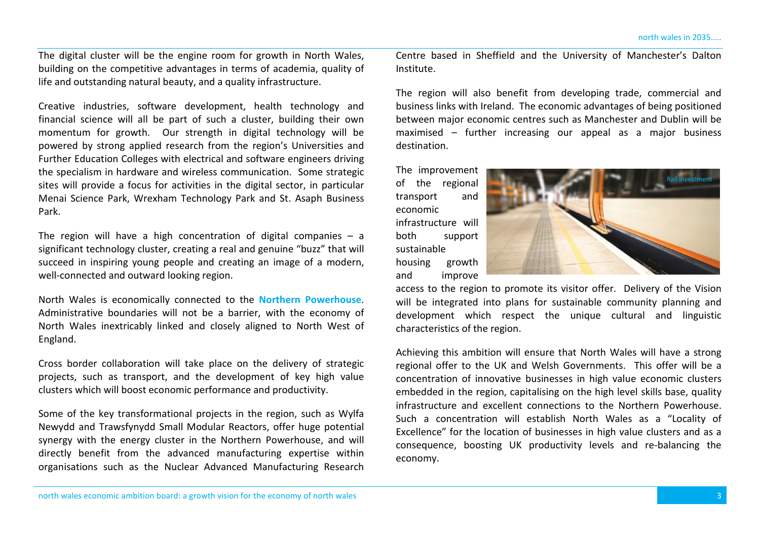The digital cluster will be the engine room for growth in North Wales, building on the competitive advantages in terms of academia, quality of life and outstanding natural beauty, and a quality infrastructure.

Creative industries, software development, health technology and financial science will all be part of such a cluster, building their own momentum for growth. Our strength in digital technology will be powered by strong applied research from the region's Universities and Further Education Colleges with electrical and software engineers driving the specialism in hardware and wireless communication. Some strategic sites will provide a focus for activities in the digital sector, in particular Menai Science Park, Wrexham Technology Park and St. Asaph Business Park.

The region will have a high concentration of digital companies – a significant technology cluster, creating a real and genuine "buzz" that will succeed in inspiring young people and creating an image of a modern, well-connected and outward looking region.

North Wales is economically connected to the **Northern Powerhouse**. Administrative boundaries will not be a barrier, with the economy of North Wales inextricably linked and closely aligned to North West of England.

Cross border collaboration will take place on the delivery of strategic projects, such as transport, and the development of key high value clusters which will boost economic performance and productivity.

Some of the key transformational projects in the region, such as Wylfa Newydd and Trawsfynydd Small Modular Reactors, offer huge potential synergy with the energy cluster in the Northern Powerhouse, and will directly benefit from the advanced manufacturing expertise within organisations such as the Nuclear Advanced Manufacturing Research Centre based in Sheffield and the University of Manchester's Dalton Institute.

The region will also benefit from developing trade, commercial and business links with Ireland. The economic advantages of being positioned between major economic centres such as Manchester and Dublin will be maximised – further increasing our appeal as a major business destination.

Rail investment

The improvement of the regional transport and economic infrastructure will both support sustainable housing growth and improve access to the region to promote its visitor offer. Delivery of the Vision will be integrated into plans for sustainable community planning and development which respect the unique cultural and linguistic characteristics of the region.

Achieving this ambition will ensure that North Wales will have a strong regional offer to the UK and Welsh Governments. This offer will be a concentration of innovative businesses in high value economic clusters embedded in the region, capitalising on the high level skills base, quality infrastructure and excellent connections to the Northern Powerhouse. Such a concentration will establish North Wales as a "Locality of Excellence" for the location of businesses in high value clusters and as a consequence, boosting UK productivity levels and re-balancing the economy.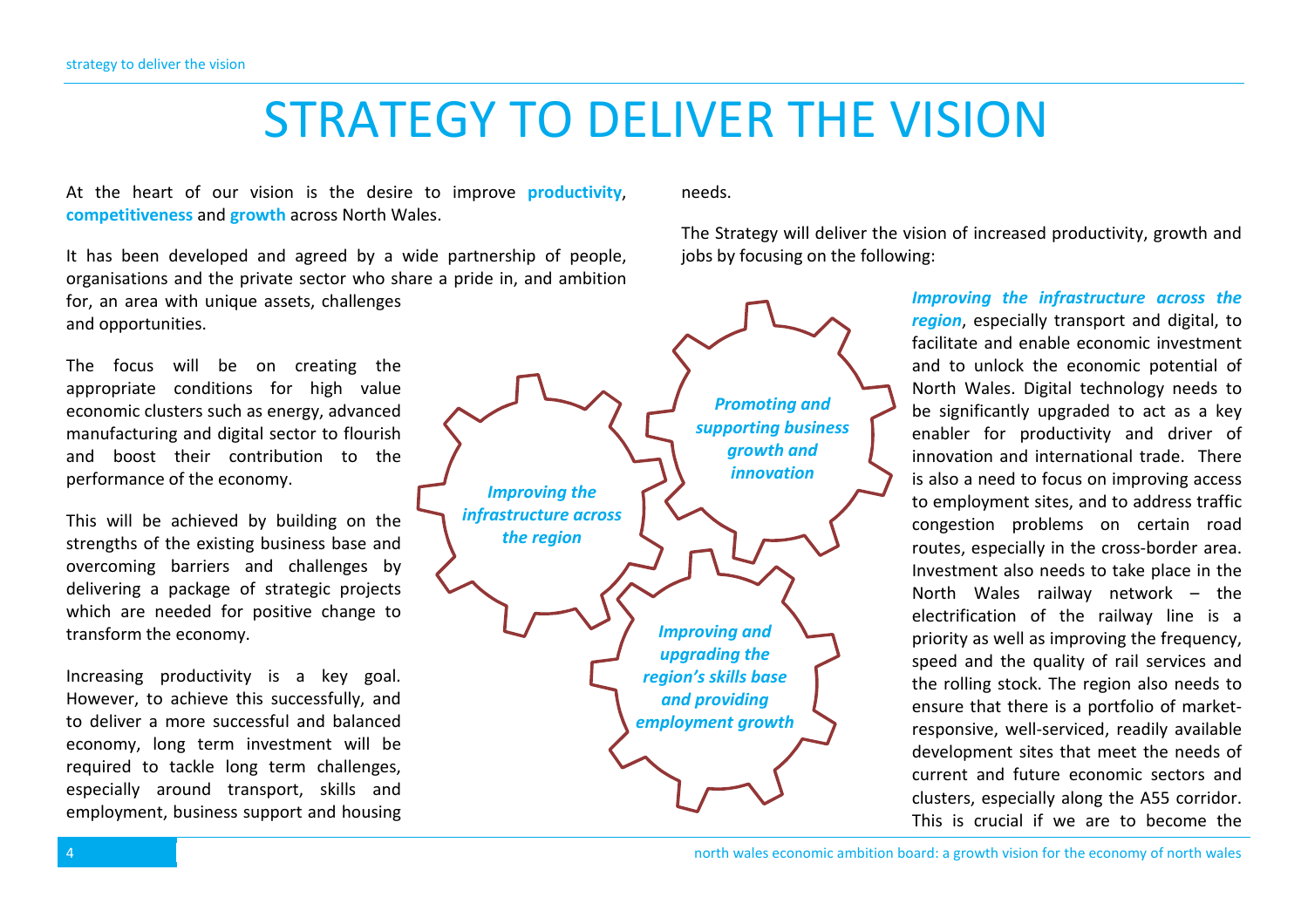# STRATEGY TO DELIVER THE VISION

At the heart of our vision is the desire to improve **productivity**, **competitiveness** and **growth** across North Wales.

It has been developed and agreed by a wide partnership of people, organisations and the private sector who share a pride in, and ambition for, an area with unique assets, challenges and opportunities.

The focus will be on creating the appropriate conditions for high value economic clusters such as energy, advanced manufacturing and digital sector to flourish and boost their contribution to the performance of the economy.

This will be achieved by building on the strengths of the existing business base and overcoming barriers and challenges by delivering a package of strategic projects which are needed for positive change to transform the economy.

Increasing productivity is a key goal. However, to achieve this successfully, and to deliver a more successful and balanced economy, long term investment will be required to tackle long term challenges, especially around transport, skills and employment, business support and housing needs.

The Strategy will deliver the vision of increased productivity, growth and jobs by focusing on the following:

*Improving the infrastructure across the region*

*Promoting and supporting business growth and innovation*

*Improving and upgrading the region's skills base and providing employment growth*

***Improving the infrastructure across the region***, especially transport and digital, to facilitate and enable economic investment and to unlock the economic potential of North Wales. Digital technology needs to be significantly upgraded to act as a key enabler for productivity and driver of innovation and international trade. There is also a need to focus on improving access to employment sites, and to address traffic congestion problems on certain road routes, especially in the cross-border area. Investment also needs to take place in the North Wales railway network – the electrification of the railway line is a priority as well as improving the frequency, speed and the quality of rail services and the rolling stock. The region also needs to ensure that there is a portfolio of market-responsive, well-serviced, readily available development sites that meet the needs of current and future economic sectors and clusters, especially along the A55 corridor. This is crucial if we are to become the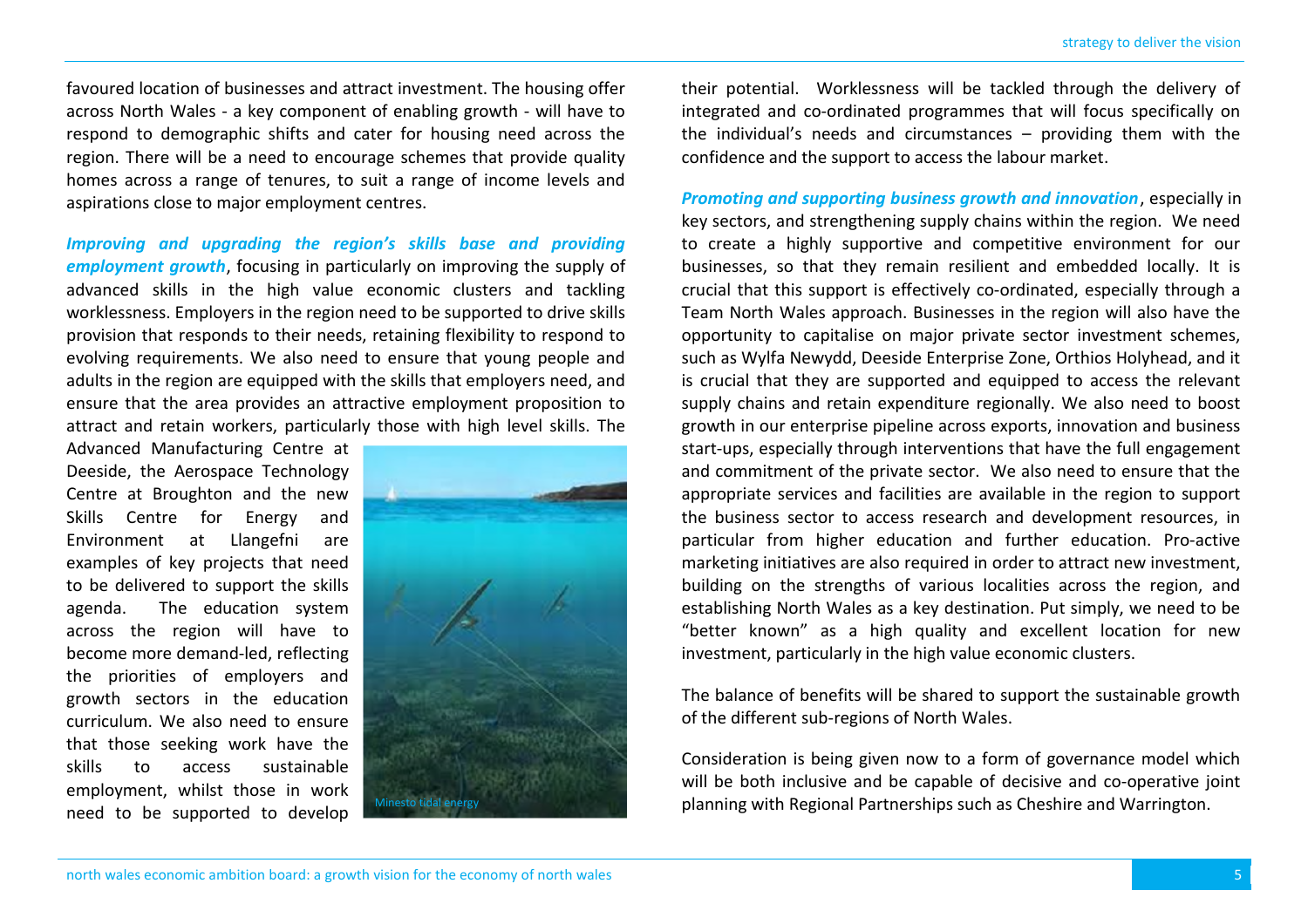favoured location of businesses and attract investment. The housing offer across North Wales - a key component of enabling growth - will have to respond to demographic shifts and cater for housing need across the region. There will be a need to encourage schemes that provide quality homes across a range of tenures, to suit a range of income levels and aspirations close to major employment centres.

***Improving and upgrading the region's skills base and providing employment growth***, focusing in particularly on improving the supply of advanced skills in the high value economic clusters and tackling worklessness. Employers in the region need to be supported to drive skills provision that responds to their needs, retaining flexibility to respond to evolving requirements. We also need to ensure that young people and adults in the region are equipped with the skills that employers need, and ensure that the area provides an attractive employment proposition to attract and retain workers, particularly those with high level skills. The Advanced Manufacturing Centre at Deeside, the Aerospace Technology Centre at Broughton and the new Skills Centre for Energy and Environment at Llangefni are examples of key projects that need to be delivered to support the skills agenda. The education system across the region will have to become more demand-led, reflecting the priorities of employers and growth sectors in the education curriculum. We also need to ensure that those seeking work have the skills to access sustainable employment, whilst those in work need to be supported to develop their potential. Worklessness will be tackled through the delivery of integrated and co-ordinated programmes that will focus specifically on the individual's needs and circumstances – providing them with the confidence and the support to access the labour market.

Minesto tidal energy

***Promoting and supporting business growth and innovation***, especially in key sectors, and strengthening supply chains within the region. We need to create a highly supportive and competitive environment for our businesses, so that they remain resilient and embedded locally. It is crucial that this support is effectively co-ordinated, especially through a Team North Wales approach. Businesses in the region will also have the opportunity to capitalise on major private sector investment schemes, such as Wylfa Newydd, Deeside Enterprise Zone, Orthios Holyhead, and it is crucial that they are supported and equipped to access the relevant supply chains and retain expenditure regionally. We also need to boost growth in our enterprise pipeline across exports, innovation and business start-ups, especially through interventions that have the full engagement and commitment of the private sector. We also need to ensure that the appropriate services and facilities are available in the region to support the business sector to access research and development resources, in particular from higher education and further education. Pro-active marketing initiatives are also required in order to attract new investment, building on the strengths of various localities across the region, and establishing North Wales as a key destination. Put simply, we need to be "better known" as a high quality and excellent location for new investment, particularly in the high value economic clusters.

The balance of benefits will be shared to support the sustainable growth of the different sub-regions of North Wales.

Consideration is being given now to a form of governance model which will be both inclusive and be capable of decisive and co-operative joint planning with Regional Partnerships such as Cheshire and Warrington.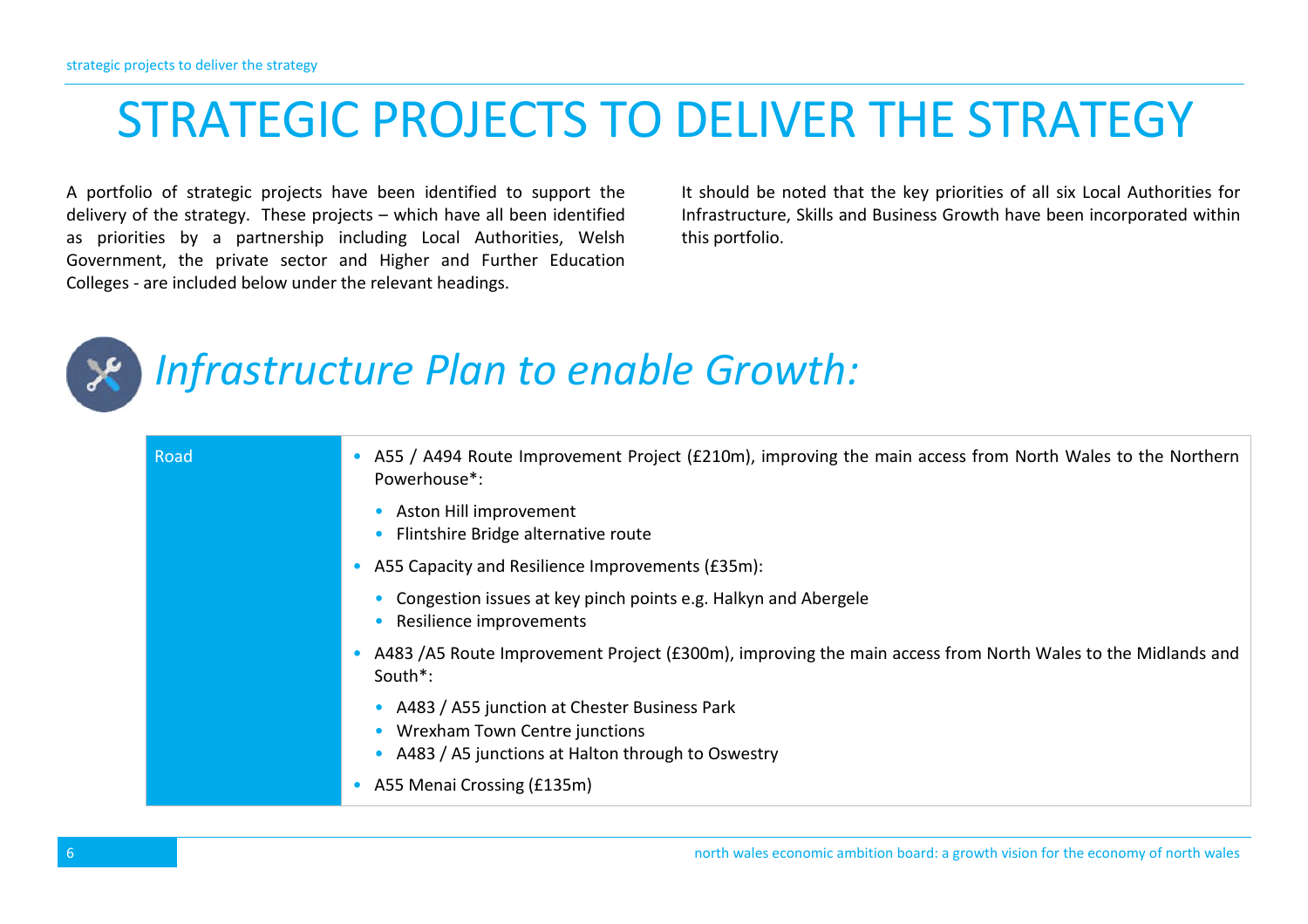# STRATEGIC PROJECTS TO DELIVER THE STRATEGY

A portfolio of strategic projects have been identified to support the delivery of the strategy. These projects – which have all been identified as priorities by a partnership including Local Authorities, Welsh Government, the private sector and Higher and Further Education Colleges - are included below under the relevant headings.

It should be noted that the key priorities of all six Local Authorities for Infrastructure, Skills and Business Growth have been incorporated within this portfolio.

## *Infrastructure Plan to enable Growth:*

| Road | • A55 / A494 Route Improvement Project (£210m), improving the main access from North Wales to the Northern Powerhouse*:<br>  • Aston Hill improvement<br>  • Flintshire Bridge alternative route<br>• A55 Capacity and Resilience Improvements (£35m):<br>  • Congestion issues at key pinch points e.g. Halkyn and Abergele<br>  • Resilience improvements<br>• A483 /A5 Route Improvement Project (£300m), improving the main access from North Wales to the Midlands and South*:<br>  • A483 / A55 junction at Chester Business Park<br>  • Wrexham Town Centre junctions<br>  • A483 / A5 junctions at Halton through to Oswestry<br>• A55 Menai Crossing (£135m) |
|---|---|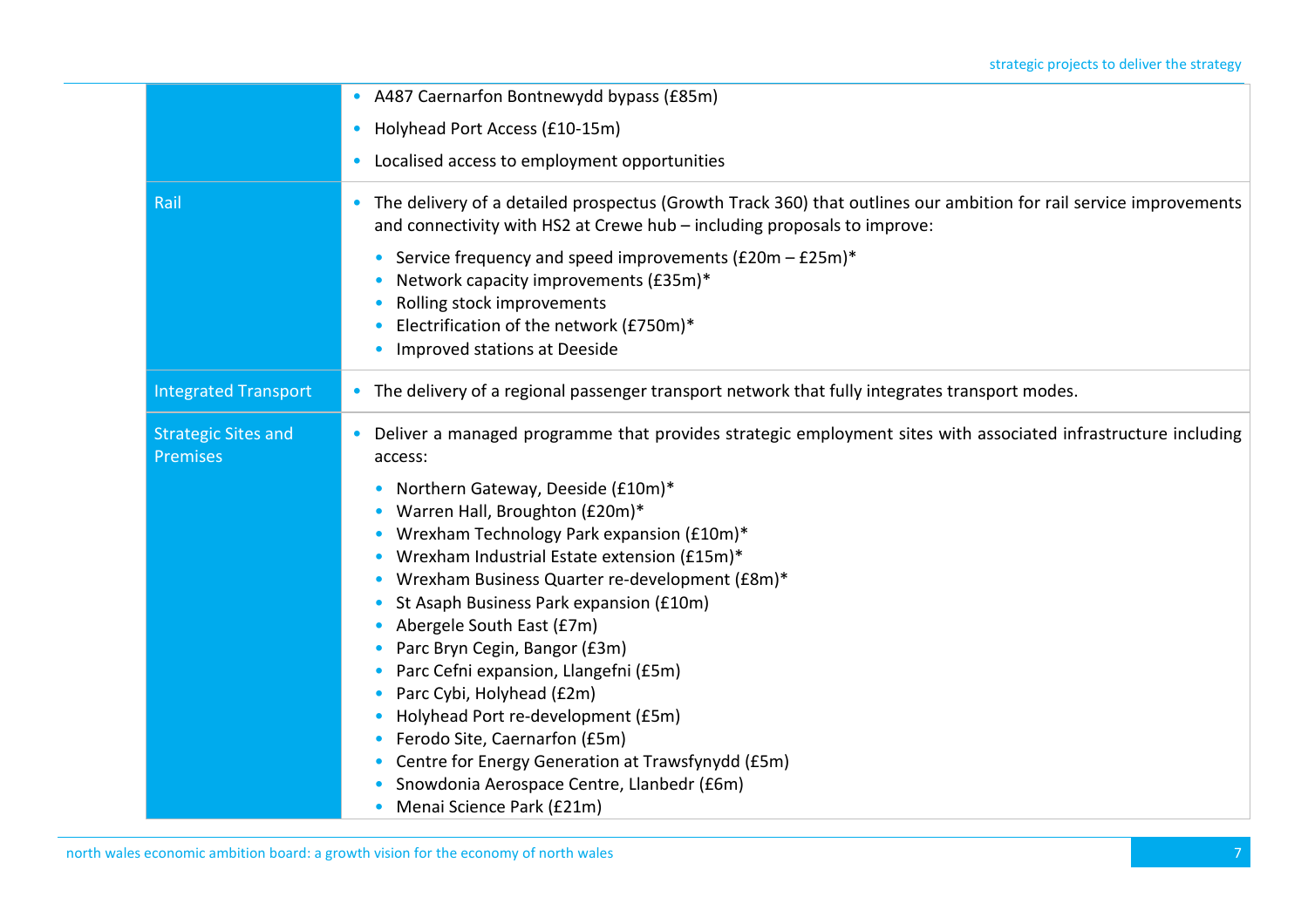| | |
|---|---|
| | • A487 Caernarfon Bontnewydd bypass (£85m)<br>• Holyhead Port Access (£10-15m)<br>• Localised access to employment opportunities |
| Rail | • The delivery of a detailed prospectus (Growth Track 360) that outlines our ambition for rail service improvements and connectivity with HS2 at Crewe hub – including proposals to improve:<br>• Service frequency and speed improvements (£20m – £25m)*<br>• Network capacity improvements (£35m)*<br>• Rolling stock improvements<br>• Electrification of the network (£750m)*<br>• Improved stations at Deeside |
| Integrated Transport | • The delivery of a regional passenger transport network that fully integrates transport modes. |
| Strategic Sites and Premises | • Deliver a managed programme that provides strategic employment sites with associated infrastructure including access:<br>• Northern Gateway, Deeside (£10m)*<br>• Warren Hall, Broughton (£20m)*<br>• Wrexham Technology Park expansion (£10m)*<br>• Wrexham Industrial Estate extension (£15m)*<br>• Wrexham Business Quarter re-development (£8m)*<br>• St Asaph Business Park expansion (£10m)<br>• Abergele South East (£7m)<br>• Parc Bryn Cegin, Bangor (£3m)<br>• Parc Cefni expansion, Llangefni (£5m)<br>• Parc Cybi, Holyhead (£2m)<br>• Holyhead Port re-development (£5m)<br>• Ferodo Site, Caernarfon (£5m)<br>• Centre for Energy Generation at Trawsfynydd (£5m)<br>• Snowdonia Aerospace Centre, Llanbedr (£6m)<br>• Menai Science Park (£21m) |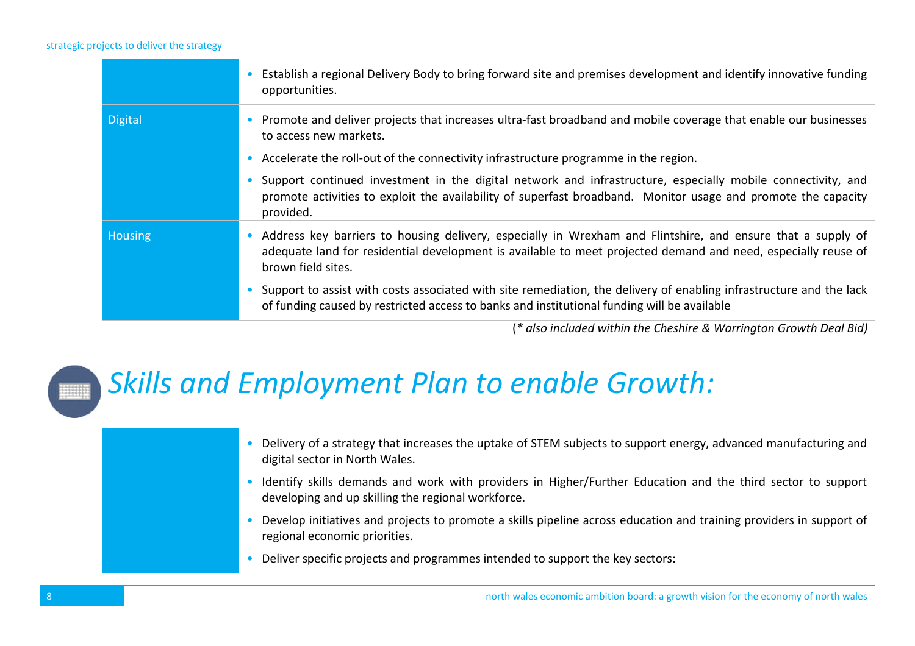| | |
|---|---|
| | • Establish a regional Delivery Body to bring forward site and premises development and identify innovative funding opportunities. |
| Digital | • Promote and deliver projects that increases ultra-fast broadband and mobile coverage that enable our businesses to access new markets.<br>• Accelerate the roll-out of the connectivity infrastructure programme in the region.<br>• Support continued investment in the digital network and infrastructure, especially mobile connectivity, and promote activities to exploit the availability of superfast broadband. Monitor usage and promote the capacity provided. |
| Housing | • Address key barriers to housing delivery, especially in Wrexham and Flintshire, and ensure that a supply of adequate land for residential development is available to meet projected demand and need, especially reuse of brown field sites.<br>• Support to assist with costs associated with site remediation, the delivery of enabling infrastructure and the lack of funding caused by restricted access to banks and institutional funding will be available |

(*\* also included within the Cheshire & Warrington Growth Deal Bid)*

## *Skills and Employment Plan to enable Growth:*

| | |
|---|---|
| | • Delivery of a strategy that increases the uptake of STEM subjects to support energy, advanced manufacturing and digital sector in North Wales.<br>• Identify skills demands and work with providers in Higher/Further Education and the third sector to support developing and up skilling the regional workforce.<br>• Develop initiatives and projects to promote a skills pipeline across education and training providers in support of regional economic priorities.<br>• Deliver specific projects and programmes intended to support the key sectors: |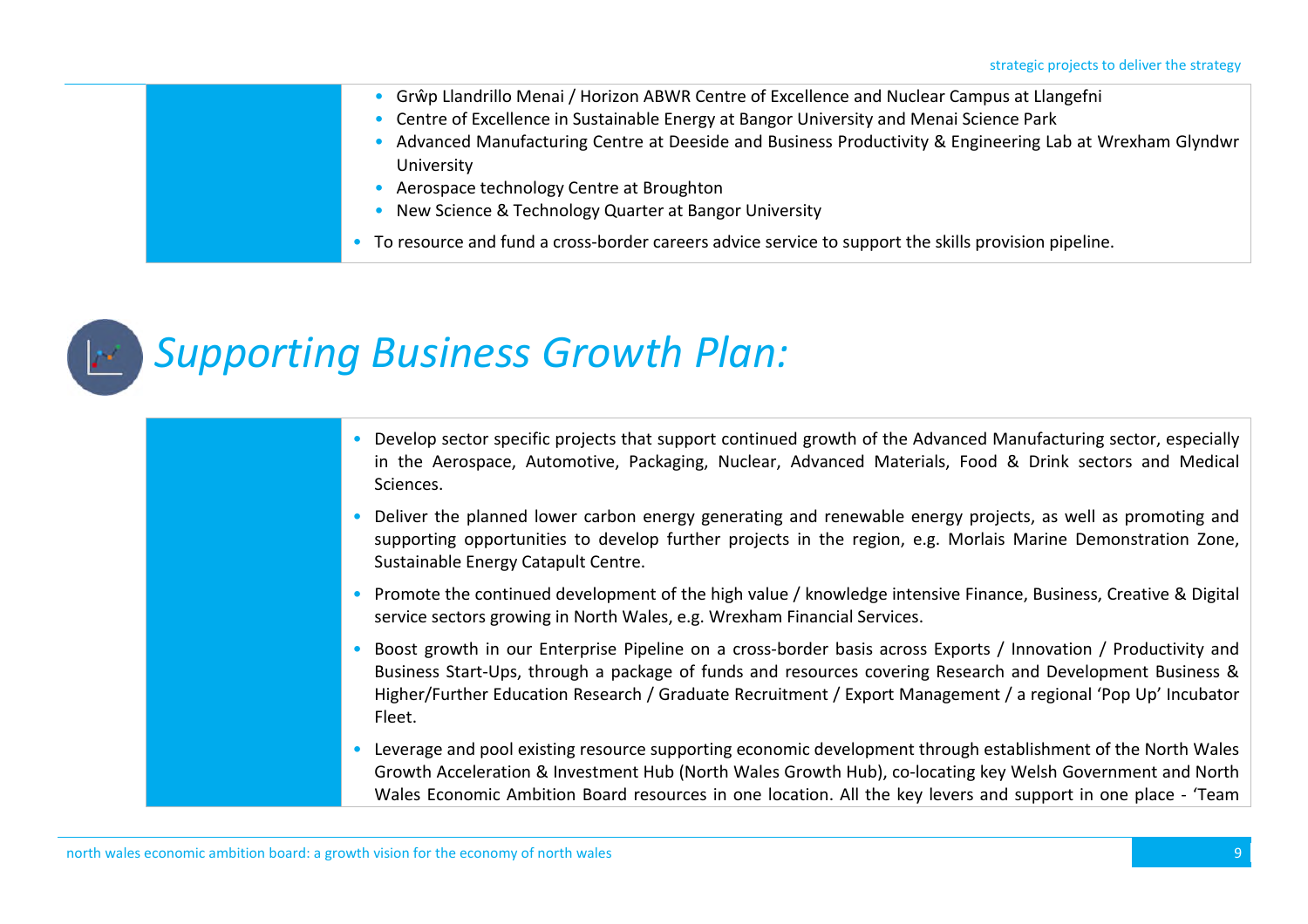- Grŵp Llandrillo Menai / Horizon ABWR Centre of Excellence and Nuclear Campus at Llangefni
- Centre of Excellence in Sustainable Energy at Bangor University and Menai Science Park
- Advanced Manufacturing Centre at Deeside and Business Productivity & Engineering Lab at Wrexham Glyndwr University
- Aerospace technology Centre at Broughton
- New Science & Technology Quarter at Bangor University

- To resource and fund a cross-border careers advice service to support the skills provision pipeline.

## *Supporting Business Growth Plan:*

- Develop sector specific projects that support continued growth of the Advanced Manufacturing sector, especially in the Aerospace, Automotive, Packaging, Nuclear, Advanced Materials, Food & Drink sectors and Medical Sciences.
- Deliver the planned lower carbon energy generating and renewable energy projects, as well as promoting and supporting opportunities to develop further projects in the region, e.g. Morlais Marine Demonstration Zone, Sustainable Energy Catapult Centre.
- Promote the continued development of the high value / knowledge intensive Finance, Business, Creative & Digital service sectors growing in North Wales, e.g. Wrexham Financial Services.
- Boost growth in our Enterprise Pipeline on a cross-border basis across Exports / Innovation / Productivity and Business Start-Ups, through a package of funds and resources covering Research and Development Business & Higher/Further Education Research / Graduate Recruitment / Export Management / a regional 'Pop Up' Incubator Fleet.
- Leverage and pool existing resource supporting economic development through establishment of the North Wales Growth Acceleration & Investment Hub (North Wales Growth Hub), co-locating key Welsh Government and North Wales Economic Ambition Board resources in one location. All the key levers and support in one place - 'Team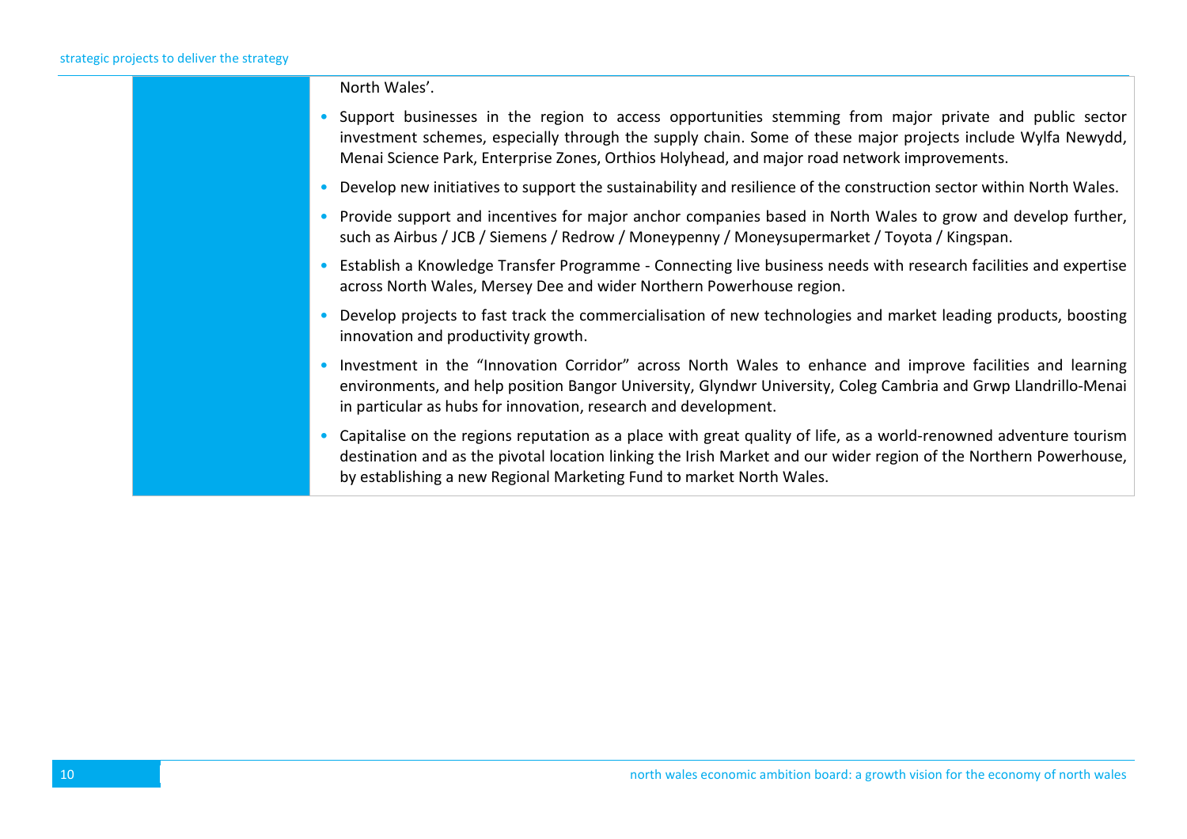North Wales'.

- Support businesses in the region to access opportunities stemming from major private and public sector investment schemes, especially through the supply chain. Some of these major projects include Wylfa Newydd, Menai Science Park, Enterprise Zones, Orthios Holyhead, and major road network improvements.
- Develop new initiatives to support the sustainability and resilience of the construction sector within North Wales.
- Provide support and incentives for major anchor companies based in North Wales to grow and develop further, such as Airbus / JCB / Siemens / Redrow / Moneypenny / Moneysupermarket / Toyota / Kingspan.
- Establish a Knowledge Transfer Programme - Connecting live business needs with research facilities and expertise across North Wales, Mersey Dee and wider Northern Powerhouse region.
- Develop projects to fast track the commercialisation of new technologies and market leading products, boosting innovation and productivity growth.
- Investment in the "Innovation Corridor" across North Wales to enhance and improve facilities and learning environments, and help position Bangor University, Glyndwr University, Coleg Cambria and Grwp Llandrillo-Menai in particular as hubs for innovation, research and development.
- Capitalise on the regions reputation as a place with great quality of life, as a world-renowned adventure tourism destination and as the pivotal location linking the Irish Market and our wider region of the Northern Powerhouse, by establishing a new Regional Marketing Fund to market North Wales.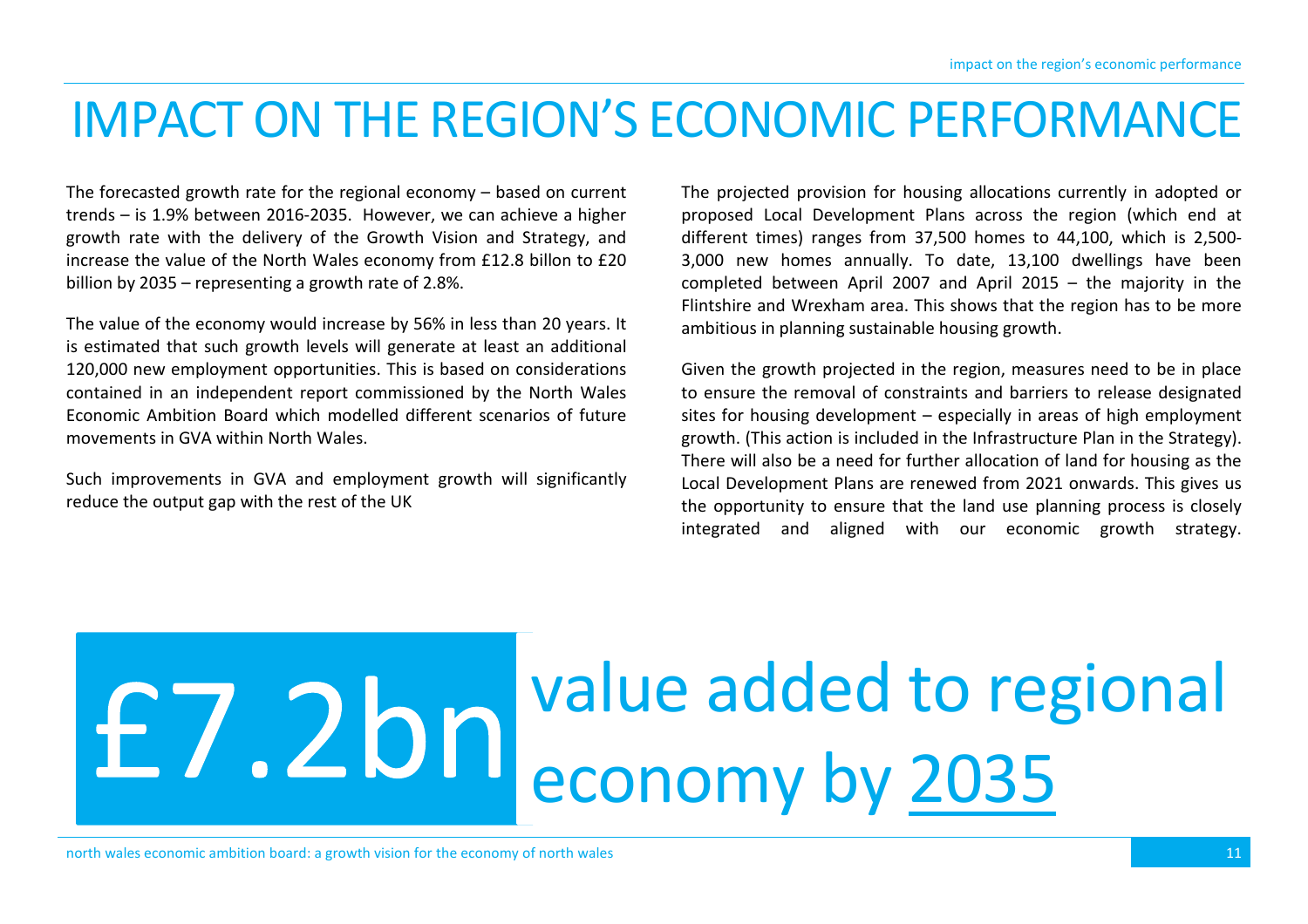# IMPACT ON THE REGION'S ECONOMIC PERFORMANCE

The forecasted growth rate for the regional economy – based on current trends – is 1.9% between 2016-2035. However, we can achieve a higher growth rate with the delivery of the Growth Vision and Strategy, and increase the value of the North Wales economy from £12.8 billon to £20 billion by 2035 – representing a growth rate of 2.8%.

The value of the economy would increase by 56% in less than 20 years. It is estimated that such growth levels will generate at least an additional 120,000 new employment opportunities. This is based on considerations contained in an independent report commissioned by the North Wales Economic Ambition Board which modelled different scenarios of future movements in GVA within North Wales.

Such improvements in GVA and employment growth will significantly reduce the output gap with the rest of the UK

The projected provision for housing allocations currently in adopted or proposed Local Development Plans across the region (which end at different times) ranges from 37,500 homes to 44,100, which is 2,500-3,000 new homes annually. To date, 13,100 dwellings have been completed between April 2007 and April 2015 – the majority in the Flintshire and Wrexham area. This shows that the region has to be more ambitious in planning sustainable housing growth.

Given the growth projected in the region, measures need to be in place to ensure the removal of constraints and barriers to release designated sites for housing development – especially in areas of high employment growth. (This action is included in the Infrastructure Plan in the Strategy). There will also be a need for further allocation of land for housing as the Local Development Plans are renewed from 2021 onwards. This gives us the opportunity to ensure that the land use planning process is closely integrated and aligned with our economic growth strategy.

**£7.2bn** value added to regional economy by 2035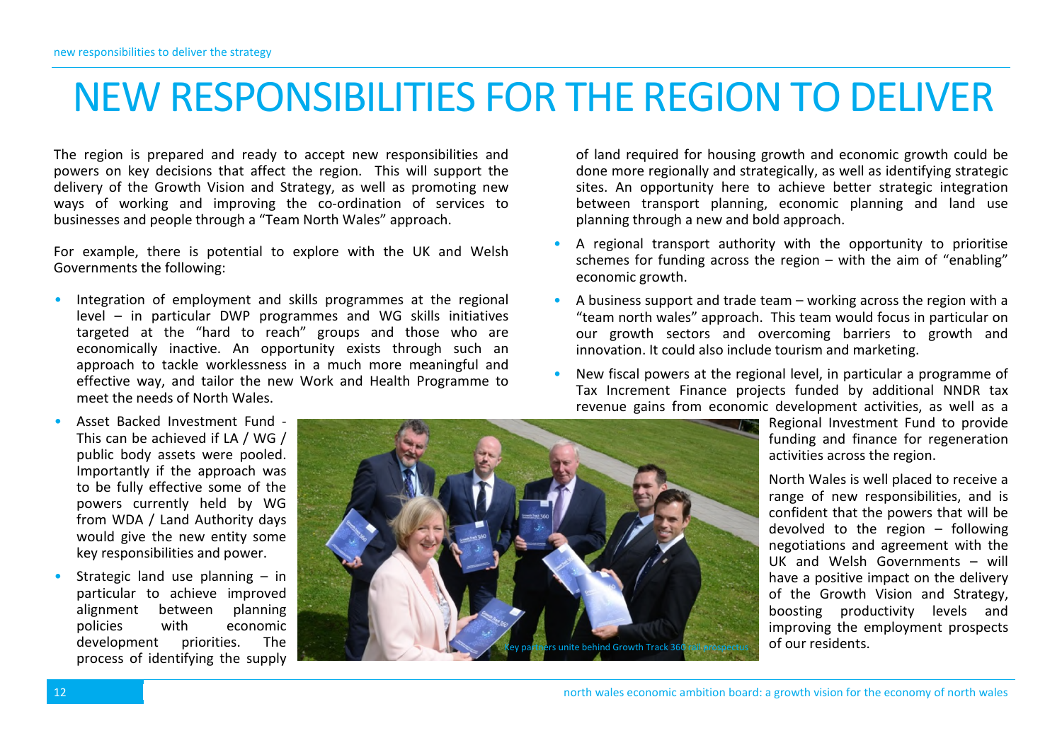# NEW RESPONSIBILITIES FOR THE REGION TO DELIVER

The region is prepared and ready to accept new responsibilities and powers on key decisions that affect the region. This will support the delivery of the Growth Vision and Strategy, as well as promoting new ways of working and improving the co-ordination of services to businesses and people through a "Team North Wales" approach.

For example, there is potential to explore with the UK and Welsh Governments the following:

- Integration of employment and skills programmes at the regional level – in particular DWP programmes and WG skills initiatives targeted at the "hard to reach" groups and those who are economically inactive. An opportunity exists through such an approach to tackle worklessness in a much more meaningful and effective way, and tailor the new Work and Health Programme to meet the needs of North Wales.
- Asset Backed Investment Fund - This can be achieved if LA / WG / public body assets were pooled. Importantly if the approach was to be fully effective some of the powers currently held by WG from WDA / Land Authority days would give the new entity some key responsibilities and power.
- Strategic land use planning – in particular to achieve improved alignment between planning policies with economic development priorities. The process of identifying the supply of land required for housing growth and economic growth could be done more regionally and strategically, as well as identifying strategic sites. An opportunity here to achieve better strategic integration between transport planning, economic planning and land use planning through a new and bold approach.
- A regional transport authority with the opportunity to prioritise schemes for funding across the region – with the aim of "enabling" economic growth.
- A business support and trade team – working across the region with a "team north wales" approach. This team would focus in particular on our growth sectors and overcoming barriers to growth and innovation. It could also include tourism and marketing.
- New fiscal powers at the regional level, in particular a programme of Tax Increment Finance projects funded by additional NNDR tax revenue gains from economic development activities, as well as a Regional Investment Fund to provide funding and finance for regeneration activities across the region.

Key partners unite behind Growth Track 360 rail prospectus

North Wales is well placed to receive a range of new responsibilities, and is confident that the powers that will be devolved to the region – following negotiations and agreement with the UK and Welsh Governments – will have a positive impact on the delivery of the Growth Vision and Strategy, boosting productivity levels and improving the employment prospects of our residents.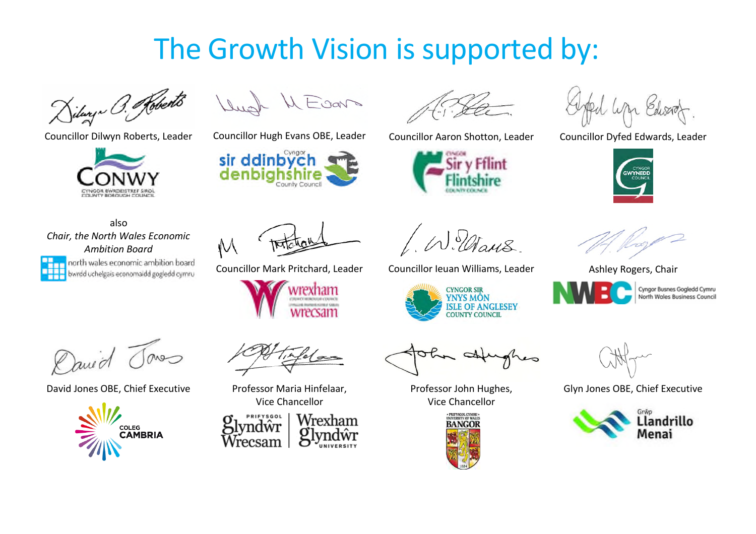# The Growth Vision is supported by:

Councillor Dilwyn Roberts, Leader

CONWY
CYNGOR BWRDEISTREF SIROL
COUNTY BOROUGH COUNCIL

also
*Chair, the North Wales Economic Ambition Board*

north wales economic ambition board
bwrdd uchelgais economaidd gogledd cymru

Councillor Hugh Evans OBE, Leader

Cyngor sir ddinbych
denbighshire County Council

Councillor Aaron Shotton, Leader

Cyngor Sir y Fflint
Flintshire County Council

Councillor Dyfed Edwards, Leader

Cyngor Gwynedd Council

Councillor Mark Pritchard, Leader

wrexham
wrecsam

Councillor Ieuan Williams, Leader

Cyngor Sir Ynys Môn
Isle of Anglesey County Council

Ashley Rogers, Chair

NWBC
Cyngor Busnes Gogledd Cymru
North Wales Business Council

David Jones OBE, Chief Executive

Coleg Cambria

Professor Maria Hinfelaar,
Vice Chancellor

Prifysgol Glyndŵr Wrecsam
Wrexham Glyndŵr University

Professor John Hughes,
Vice Chancellor

Prifysgol Cymru
University of Wales
Bangor

Glyn Jones OBE, Chief Executive

Grŵp Llandrillo Menai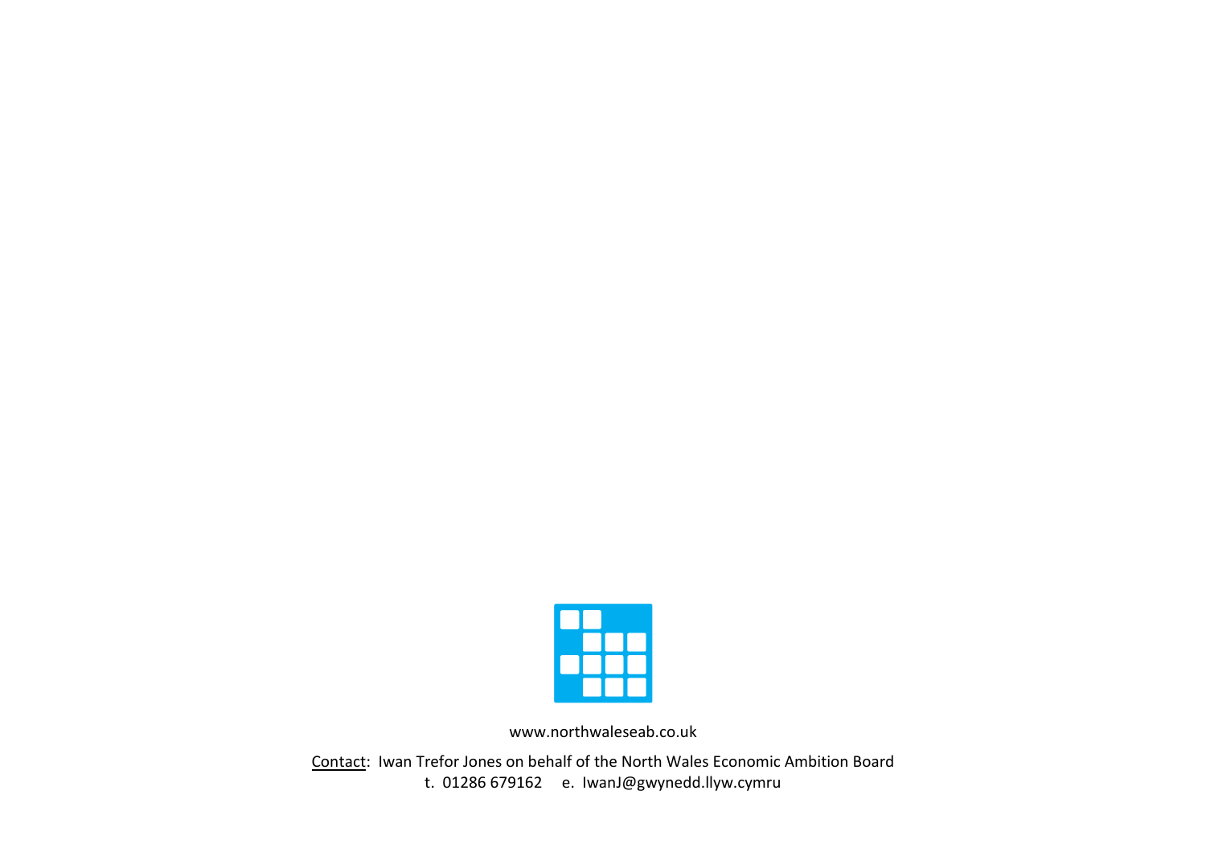www.northwaleseab.co.uk

Contact: Iwan Trefor Jones on behalf of the North Wales Economic Ambition Board
t. 01286 679162 e. IwanJ@gwynedd.llyw.cymru